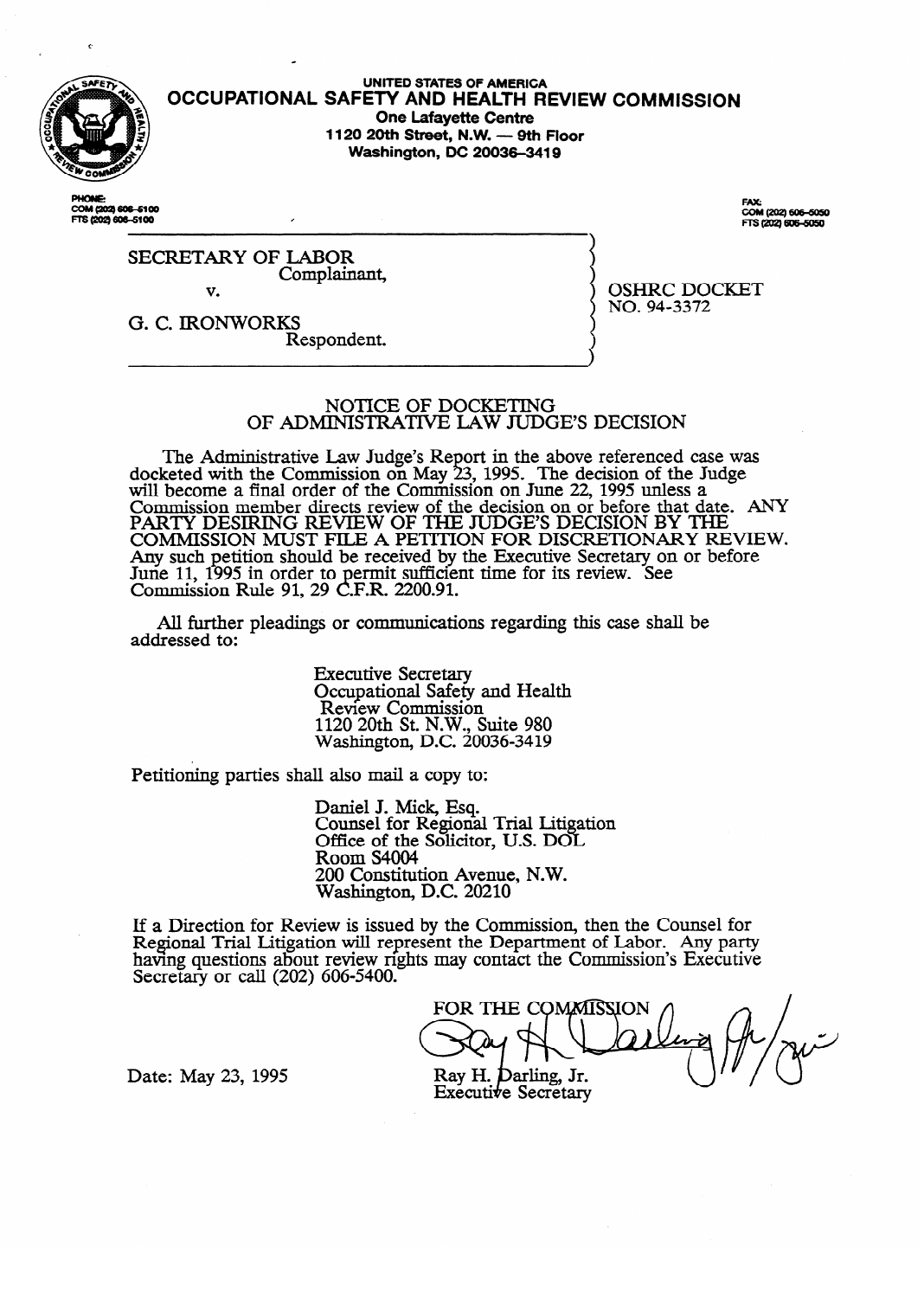UNITED STATES OF AMERICA

# OCCUPATIONAL SAFETY AND HEALTH REVIEW COMMISSION

**One Lafayette Centre**
**1120 20th Street, N.W. — 9th Floor**
**Washington, DC 20036-3419**

PHONE:
COM (202) 606-5100
FTS (202) 606-5100

FAX:
COM (202) 606-5050
FTS (202) 606-5050

SECRETARY OF LABOR
Complainant,

v.

G. C. IRONWORKS
Respondent.

OSHRC DOCKET
NO. 94-3372

## NOTICE OF DOCKETING OF ADMINISTRATIVE LAW JUDGE'S DECISION

The Administrative Law Judge's Report in the above referenced case was docketed with the Commission on May 23, 1995. The decision of the Judge will become a final order of the Commission on June 22, 1995 unless a Commission member directs review of the decision on or before that date. ANY PARTY DESIRING REVIEW OF THE JUDGE'S DECISION BY THE COMMISSION MUST FILE A PETITION FOR DISCRETIONARY REVIEW. Any such petition should be received by the Executive Secretary on or before June 11, 1995 in order to permit sufficient time for its review. See Commission Rule 91, 29 C.F.R. 2200.91.

All further pleadings or communications regarding this case shall be addressed to:

Executive Secretary
Occupational Safety and Health
Review Commission
1120 20th St. N.W., Suite 980
Washington, D.C. 20036-3419

Petitioning parties shall also mail a copy to:

Daniel J. Mick, Esq.
Counsel for Regional Trial Litigation
Office of the Solicitor, U.S. DOL
Room S4004
200 Constitution Avenue, N.W.
Washington, D.C. 20210

If a Direction for Review is issued by the Commission, then the Counsel for Regional Trial Litigation will represent the Department of Labor. Any party having questions about review rights may contact the Commission's Executive Secretary or call (202) 606-5400.

FOR THE COMMISSION

Ray H. Darling, Jr.
Executive Secretary

Date: May 23, 1995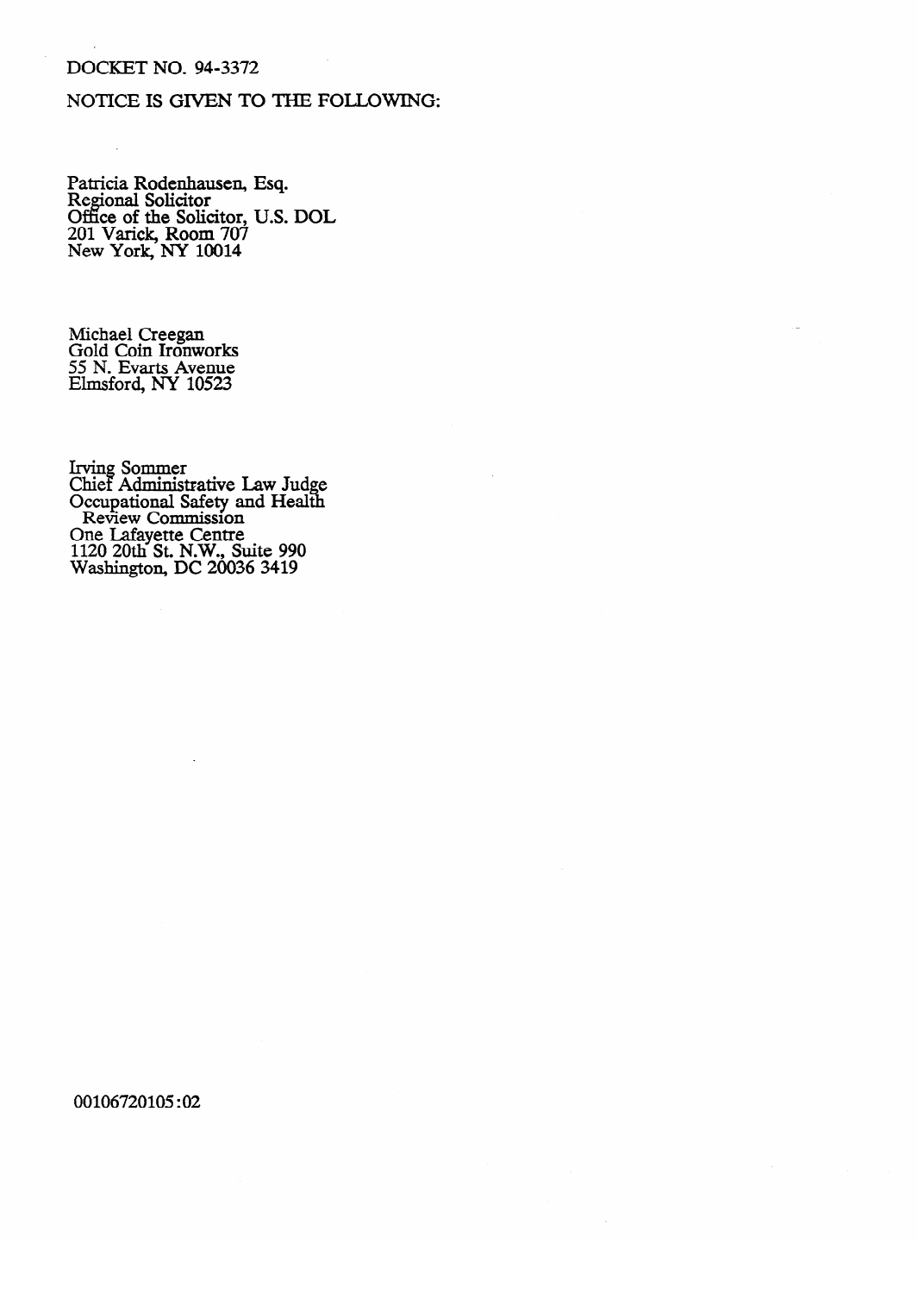DOCKET NO. 94-3372

NOTICE IS GIVEN TO THE FOLLOWING:

Patricia Rodenhausen, Esq.
Regional Solicitor
Office of the Solicitor, U.S. DOL
201 Varick, Room 707
New York, NY 10014

Michael Creegan
Gold Coin Ironworks
55 N. Evarts Avenue
Elmsford, NY 10523

Irving Sommer
Chief Administrative Law Judge
Occupational Safety and Health
Review Commission
One Lafayette Centre
1120 20th St. N.W., Suite 990
Washington, DC 20036 3419

00106720105:02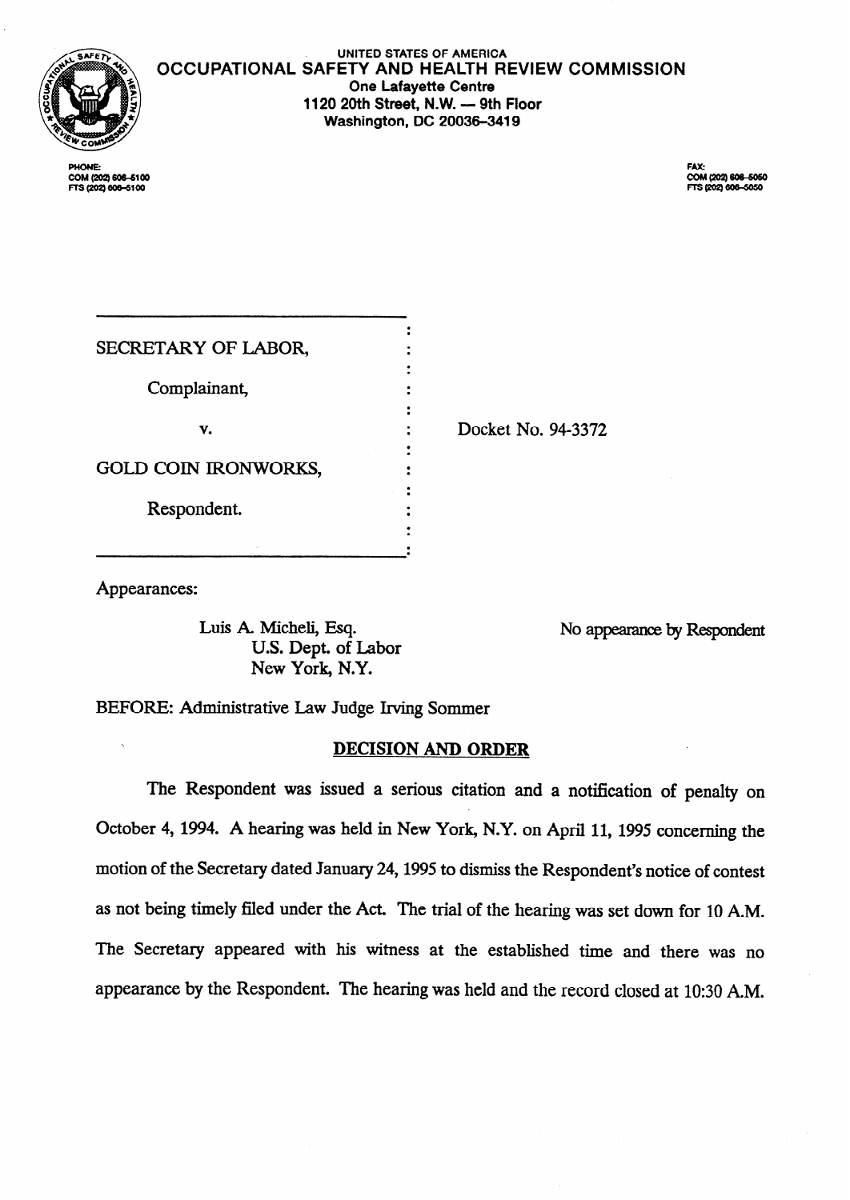UNITED STATES OF AMERICA

# OCCUPATIONAL SAFETY AND HEALTH REVIEW COMMISSION

One Lafayette Centre
1120 20th Street, N.W. — 9th Floor
Washington, DC 20036-3419

PHONE:
COM (202) 606-5100
FTS (202) 606-5100

FAX:
COM (202) 606-5050
FTS (202) 606-5050

SECRETARY OF LABOR,

Complainant,

v.

GOLD COIN IRONWORKS,

Respondent.

Docket No. 94-3372

Appearances:

Luis A. Micheli, Esq.
U.S. Dept. of Labor
New York, N.Y.

No appearance by Respondent

BEFORE: Administrative Law Judge Irving Sommer

## DECISION AND ORDER

The Respondent was issued a serious citation and a notification of penalty on October 4, 1994. A hearing was held in New York, N.Y. on April 11, 1995 concerning the motion of the Secretary dated January 24, 1995 to dismiss the Respondent's notice of contest as not being timely filed under the Act. The trial of the hearing was set down for 10 A.M. The Secretary appeared with his witness at the established time and there was no appearance by the Respondent. The hearing was held and the record closed at 10:30 A.M.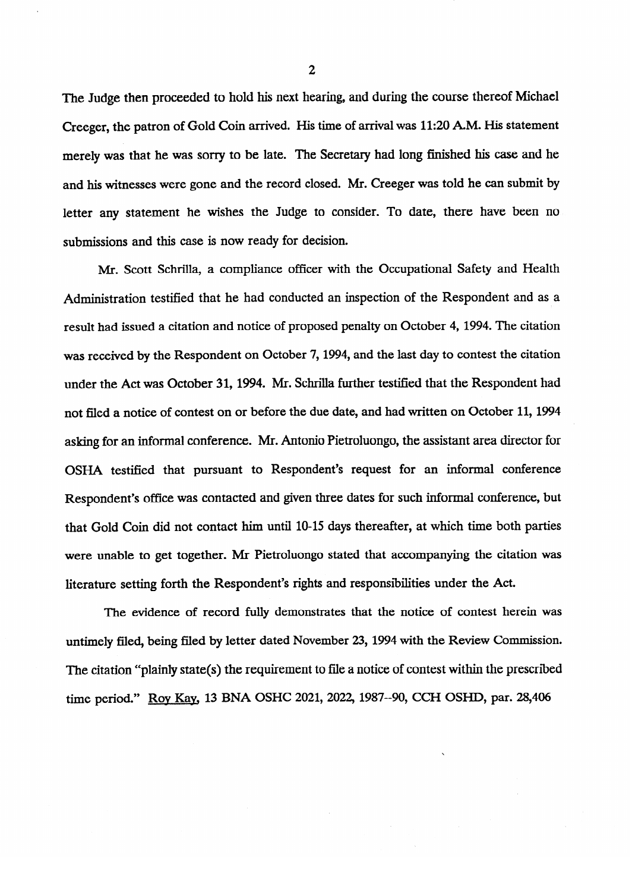The Judge then proceeded to hold his next hearing, and during the course thereof Michael Creeger, the patron of Gold Coin arrived. His time of arrival was 11:20 A.M. His statement merely was that he was sorry to be late. The Secretary had long finished his case and he and his witnesses were gone and the record closed. Mr. Creeger was told he can submit by letter any statement he wishes the Judge to consider. To date, there have been no submissions and this case is now ready for decision.

Mr. Scott Schrilla, a compliance officer with the Occupational Safety and Health Administration testified that he had conducted an inspection of the Respondent and as a result had issued a citation and notice of proposed penalty on October 4, 1994. The citation was received by the Respondent on October 7, 1994, and the last day to contest the citation under the Act was October 31, 1994. Mr. Schrilla further testified that the Respondent had not filed a notice of contest on or before the due date, and had written on October 11, 1994 asking for an informal conference. Mr. Antonio Pietroluongo, the assistant area director for OSHA testified that pursuant to Respondent's request for an informal conference Respondent's office was contacted and given three dates for such informal conference, but that Gold Coin did not contact him until 10-15 days thereafter, at which time both parties were unable to get together. Mr Pietroluongo stated that accompanying the citation was literature setting forth the Respondent's rights and responsibilities under the Act.

The evidence of record fully demonstrates that the notice of contest herein was untimely filed, being filed by letter dated November 23, 1994 with the Review Commission. The citation "plainly state(s) the requirement to file a notice of contest within the prescribed time period." Roy Kay, 13 BNA OSHC 2021, 2022, 1987--90, CCH OSHD, par. 28,406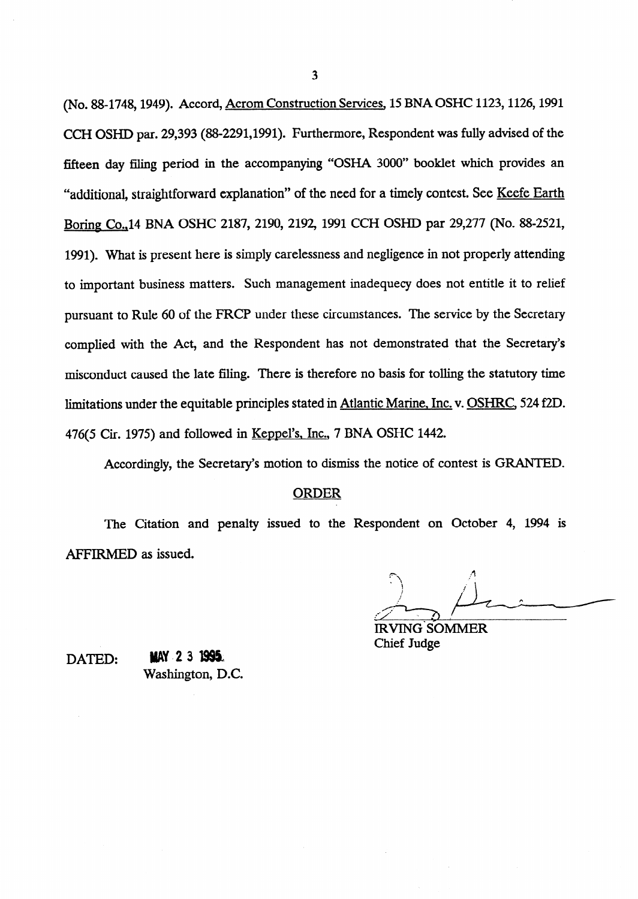(No. 88-1748, 1949). Accord, Acrom Construction Services, 15 BNA OSHC 1123, 1126, 1991 CCH OSHD par. 29,393 (88-2291,1991). Furthermore, Respondent was fully advised of the fifteen day filing period in the accompanying "OSHA 3000" booklet which provides an "additional, straightforward explanation" of the need for a timely contest. See Keefe Earth Boring Co.,14 BNA OSHC 2187, 2190, 2192, 1991 CCH OSHD par 29,277 (No. 88-2521, 1991). What is present here is simply carelessness and negligence in not properly attending to important business matters. Such management inadequecy does not entitle it to relief pursuant to Rule 60 of the FRCP under these circumstances. The service by the Secretary complied with the Act, and the Respondent has not demonstrated that the Secretary's misconduct caused the late filing. There is therefore no basis for tolling the statutory time limitations under the equitable principles stated in Atlantic Marine, Inc. v. OSHRC, 524 f2D. 476(5 Cir. 1975) and followed in Keppel's, Inc., 7 BNA OSHC 1442.

Accordingly, the Secretary's motion to dismiss the notice of contest is GRANTED.

## ORDER

The Citation and penalty issued to the Respondent on October 4, 1994 is AFFIRMED as issued.

IRVING SOMMER
Chief Judge

DATED: MAY 23 1995
Washington, D.C.